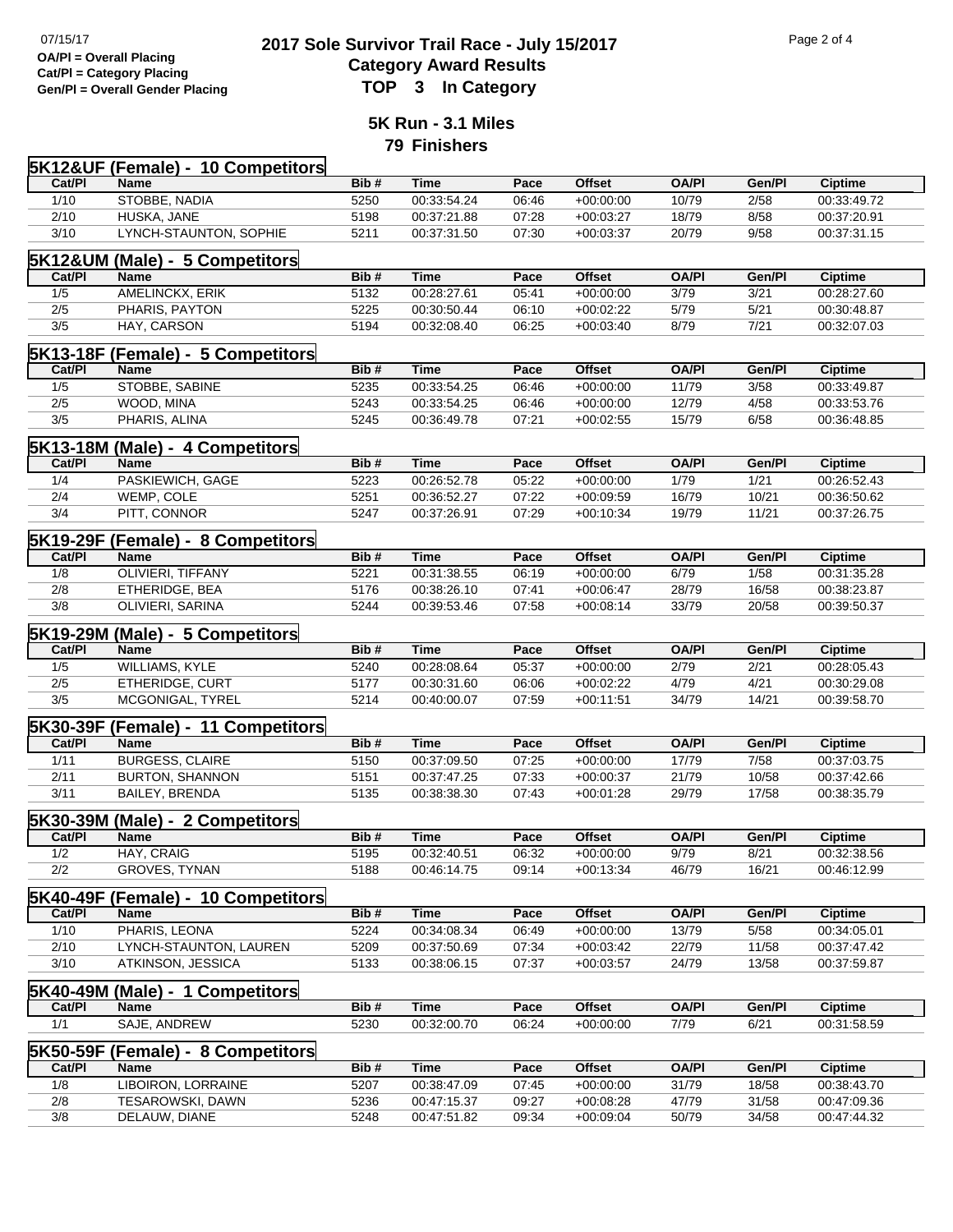OA/Pl = Overall Placing
Cat/Pl = Category Placing
Gen/Pl = Overall Gender Placing

# 2017 Sole Survivor Trail Race - July 15/2017
## Category Award Results
## TOP 3 In Category

### 5K Run - 3.1 Miles
### 79 Finishers

**5K12&UF (Female) - 10 Competitors**

| Cat/Pl | Name | Bib # | Time | Pace | Offset | OA/Pl | Gen/Pl | Ciptime |
|---|---|---|---|---|---|---|---|---|
| 1/10 | STOBBE, NADIA | 5250 | 00:33:54.24 | 06:46 | +00:00:00 | 10/79 | 2/58 | 00:33:49.72 |
| 2/10 | HUSKA, JANE | 5198 | 00:37:21.88 | 07:28 | +00:03:27 | 18/79 | 8/58 | 00:37:20.91 |
| 3/10 | LYNCH-STAUNTON, SOPHIE | 5211 | 00:37:31.50 | 07:30 | +00:03:37 | 20/79 | 9/58 | 00:37:31.15 |

**5K12&UM (Male) - 5 Competitors**

| Cat/Pl | Name | Bib # | Time | Pace | Offset | OA/Pl | Gen/Pl | Ciptime |
|---|---|---|---|---|---|---|---|---|
| 1/5 | AMELINCKX, ERIK | 5132 | 00:28:27.61 | 05:41 | +00:00:00 | 3/79 | 3/21 | 00:28:27.60 |
| 2/5 | PHARIS, PAYTON | 5225 | 00:30:50.44 | 06:10 | +00:02:22 | 5/79 | 5/21 | 00:30:48.87 |
| 3/5 | HAY, CARSON | 5194 | 00:32:08.40 | 06:25 | +00:03:40 | 8/79 | 7/21 | 00:32:07.03 |

**5K13-18F (Female) - 5 Competitors**

| Cat/Pl | Name | Bib # | Time | Pace | Offset | OA/Pl | Gen/Pl | Ciptime |
|---|---|---|---|---|---|---|---|---|
| 1/5 | STOBBE, SABINE | 5235 | 00:33:54.25 | 06:46 | +00:00:00 | 11/79 | 3/58 | 00:33:49.87 |
| 2/5 | WOOD, MINA | 5243 | 00:33:54.25 | 06:46 | +00:00:00 | 12/79 | 4/58 | 00:33:53.76 |
| 3/5 | PHARIS, ALINA | 5245 | 00:36:49.78 | 07:21 | +00:02:55 | 15/79 | 6/58 | 00:36:48.85 |

**5K13-18M (Male) - 4 Competitors**

| Cat/Pl | Name | Bib # | Time | Pace | Offset | OA/Pl | Gen/Pl | Ciptime |
|---|---|---|---|---|---|---|---|---|
| 1/4 | PASKIEWICH, GAGE | 5223 | 00:26:52.78 | 05:22 | +00:00:00 | 1/79 | 1/21 | 00:26:52.43 |
| 2/4 | WEMP, COLE | 5251 | 00:36:52.27 | 07:22 | +00:09:59 | 16/79 | 10/21 | 00:36:50.62 |
| 3/4 | PITT, CONNOR | 5247 | 00:37:26.91 | 07:29 | +00:10:34 | 19/79 | 11/21 | 00:37:26.75 |

**5K19-29F (Female) - 8 Competitors**

| Cat/Pl | Name | Bib # | Time | Pace | Offset | OA/Pl | Gen/Pl | Ciptime |
|---|---|---|---|---|---|---|---|---|
| 1/8 | OLIVIERI, TIFFANY | 5221 | 00:31:38.55 | 06:19 | +00:00:00 | 6/79 | 1/58 | 00:31:35.28 |
| 2/8 | ETHERIDGE, BEA | 5176 | 00:38:26.10 | 07:41 | +00:06:47 | 28/79 | 16/58 | 00:38:23.87 |
| 3/8 | OLIVIERI, SARINA | 5244 | 00:39:53.46 | 07:58 | +00:08:14 | 33/79 | 20/58 | 00:39:50.37 |

**5K19-29M (Male) - 5 Competitors**

| Cat/Pl | Name | Bib # | Time | Pace | Offset | OA/Pl | Gen/Pl | Ciptime |
|---|---|---|---|---|---|---|---|---|
| 1/5 | WILLIAMS, KYLE | 5240 | 00:28:08.64 | 05:37 | +00:00:00 | 2/79 | 2/21 | 00:28:05.43 |
| 2/5 | ETHERIDGE, CURT | 5177 | 00:30:31.60 | 06:06 | +00:02:22 | 4/79 | 4/21 | 00:30:29.08 |
| 3/5 | MCGONIGAL, TYREL | 5214 | 00:40:00.07 | 07:59 | +00:11:51 | 34/79 | 14/21 | 00:39:58.70 |

**5K30-39F (Female) - 11 Competitors**

| Cat/Pl | Name | Bib # | Time | Pace | Offset | OA/Pl | Gen/Pl | Ciptime |
|---|---|---|---|---|---|---|---|---|
| 1/11 | BURGESS, CLAIRE | 5150 | 00:37:09.50 | 07:25 | +00:00:00 | 17/79 | 7/58 | 00:37:03.75 |
| 2/11 | BURTON, SHANNON | 5151 | 00:37:47.25 | 07:33 | +00:00:37 | 21/79 | 10/58 | 00:37:42.66 |
| 3/11 | BAILEY, BRENDA | 5135 | 00:38:38.30 | 07:43 | +00:01:28 | 29/79 | 17/58 | 00:38:35.79 |

**5K30-39M (Male) - 2 Competitors**

| Cat/Pl | Name | Bib # | Time | Pace | Offset | OA/Pl | Gen/Pl | Ciptime |
|---|---|---|---|---|---|---|---|---|
| 1/2 | HAY, CRAIG | 5195 | 00:32:40.51 | 06:32 | +00:00:00 | 9/79 | 8/21 | 00:32:38.56 |
| 2/2 | GROVES, TYNAN | 5188 | 00:46:14.75 | 09:14 | +00:13:34 | 46/79 | 16/21 | 00:46:12.99 |

**5K40-49F (Female) - 10 Competitors**

| Cat/Pl | Name | Bib # | Time | Pace | Offset | OA/Pl | Gen/Pl | Ciptime |
|---|---|---|---|---|---|---|---|---|
| 1/10 | PHARIS, LEONA | 5224 | 00:34:08.34 | 06:49 | +00:00:00 | 13/79 | 5/58 | 00:34:05.01 |
| 2/10 | LYNCH-STAUNTON, LAUREN | 5209 | 00:37:50.69 | 07:34 | +00:03:42 | 22/79 | 11/58 | 00:37:47.42 |
| 3/10 | ATKINSON, JESSICA | 5133 | 00:38:06.15 | 07:37 | +00:03:57 | 24/79 | 13/58 | 00:37:59.87 |

**5K40-49M (Male) - 1 Competitors**

| Cat/Pl | Name | Bib # | Time | Pace | Offset | OA/Pl | Gen/Pl | Ciptime |
|---|---|---|---|---|---|---|---|---|
| 1/1 | SAJE, ANDREW | 5230 | 00:32:00.70 | 06:24 | +00:00:00 | 7/79 | 6/21 | 00:31:58.59 |

**5K50-59F (Female) - 8 Competitors**

| Cat/Pl | Name | Bib # | Time | Pace | Offset | OA/Pl | Gen/Pl | Ciptime |
|---|---|---|---|---|---|---|---|---|
| 1/8 | LIBOIRON, LORRAINE | 5207 | 00:38:47.09 | 07:45 | +00:00:00 | 31/79 | 18/58 | 00:38:43.70 |
| 2/8 | TESAROWSKI, DAWN | 5236 | 00:47:15.37 | 09:27 | +00:08:28 | 47/79 | 31/58 | 00:47:09.36 |
| 3/8 | DELAUW, DIANE | 5248 | 00:47:51.82 | 09:34 | +00:09:04 | 50/79 | 34/58 | 00:47:44.32 |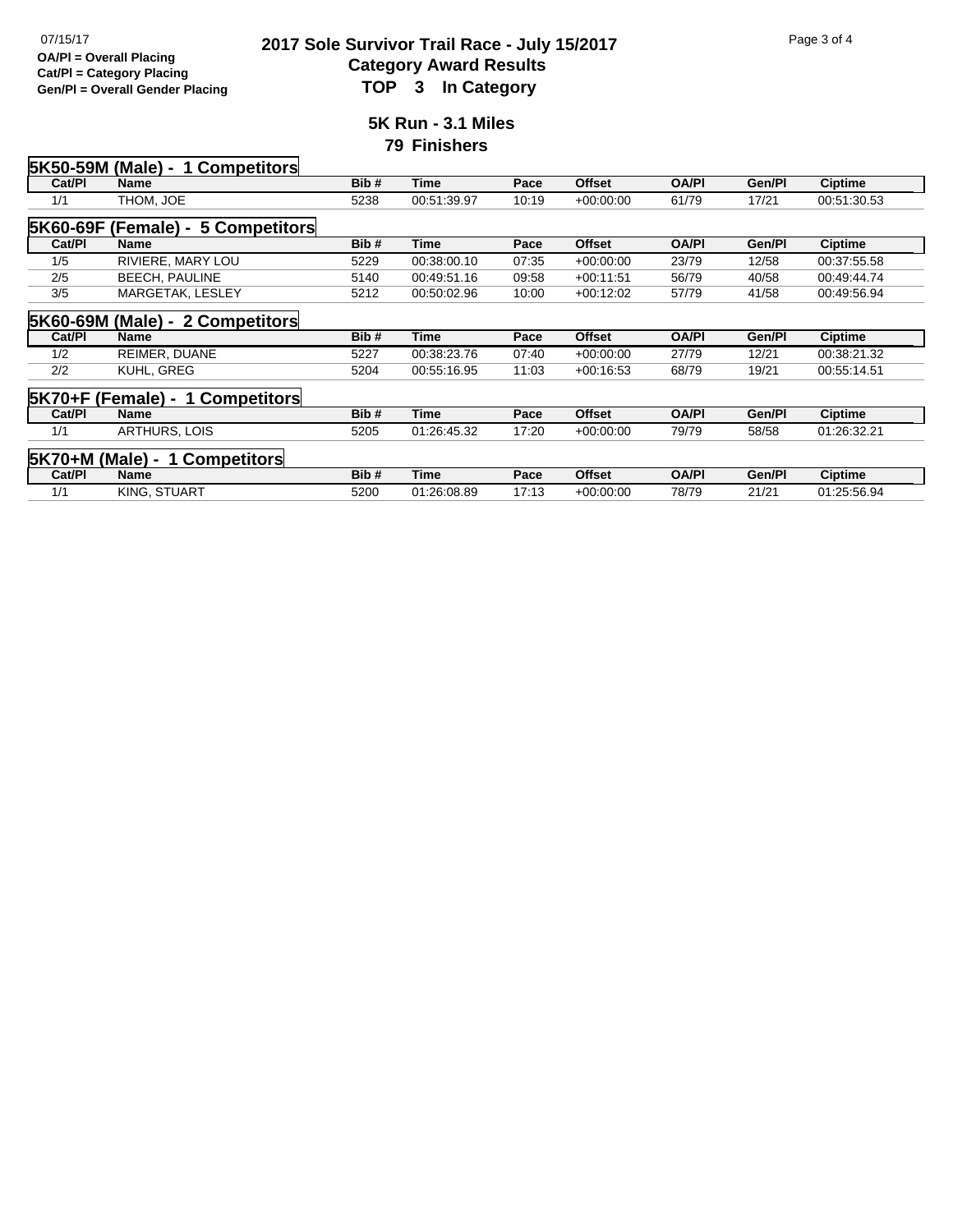07/15/17

**OA/Pl = Overall Placing**
**Cat/Pl = Category Placing**
**Gen/Pl = Overall Gender Placing**

# 2017 Sole Survivor Trail Race - July 15/2017
## Category Award Results
## TOP 3 In Category

### 5K Run - 3.1 Miles
### 79 Finishers

**5K50-59M (Male) - 1 Competitors**

| Cat/Pl | Name | Bib # | Time | Pace | Offset | OA/Pl | Gen/Pl | Ciptime |
|---|---|---|---|---|---|---|---|---|
| 1/1 | THOM, JOE | 5238 | 00:51:39.97 | 10:19 | +00:00:00 | 61/79 | 17/21 | 00:51:30.53 |

**5K60-69F (Female) - 5 Competitors**

| Cat/Pl | Name | Bib # | Time | Pace | Offset | OA/Pl | Gen/Pl | Ciptime |
|---|---|---|---|---|---|---|---|---|
| 1/5 | RIVIERE, MARY LOU | 5229 | 00:38:00.10 | 07:35 | +00:00:00 | 23/79 | 12/58 | 00:37:55.58 |
| 2/5 | BEECH, PAULINE | 5140 | 00:49:51.16 | 09:58 | +00:11:51 | 56/79 | 40/58 | 00:49:44.74 |
| 3/5 | MARGETAK, LESLEY | 5212 | 00:50:02.96 | 10:00 | +00:12:02 | 57/79 | 41/58 | 00:49:56.94 |

**5K60-69M (Male) - 2 Competitors**

| Cat/Pl | Name | Bib # | Time | Pace | Offset | OA/Pl | Gen/Pl | Ciptime |
|---|---|---|---|---|---|---|---|---|
| 1/2 | REIMER, DUANE | 5227 | 00:38:23.76 | 07:40 | +00:00:00 | 27/79 | 12/21 | 00:38:21.32 |
| 2/2 | KUHL, GREG | 5204 | 00:55:16.95 | 11:03 | +00:16:53 | 68/79 | 19/21 | 00:55:14.51 |

**5K70+F (Female) - 1 Competitors**

| Cat/Pl | Name | Bib # | Time | Pace | Offset | OA/Pl | Gen/Pl | Ciptime |
|---|---|---|---|---|---|---|---|---|
| 1/1 | ARTHURS, LOIS | 5205 | 01:26:45.32 | 17:20 | +00:00:00 | 79/79 | 58/58 | 01:26:32.21 |

**5K70+M (Male) - 1 Competitors**

| Cat/Pl | Name | Bib # | Time | Pace | Offset | OA/Pl | Gen/Pl | Ciptime |
|---|---|---|---|---|---|---|---|---|
| 1/1 | KING, STUART | 5200 | 01:26:08.89 | 17:13 | +00:00:00 | 78/79 | 21/21 | 01:25:56.94 |